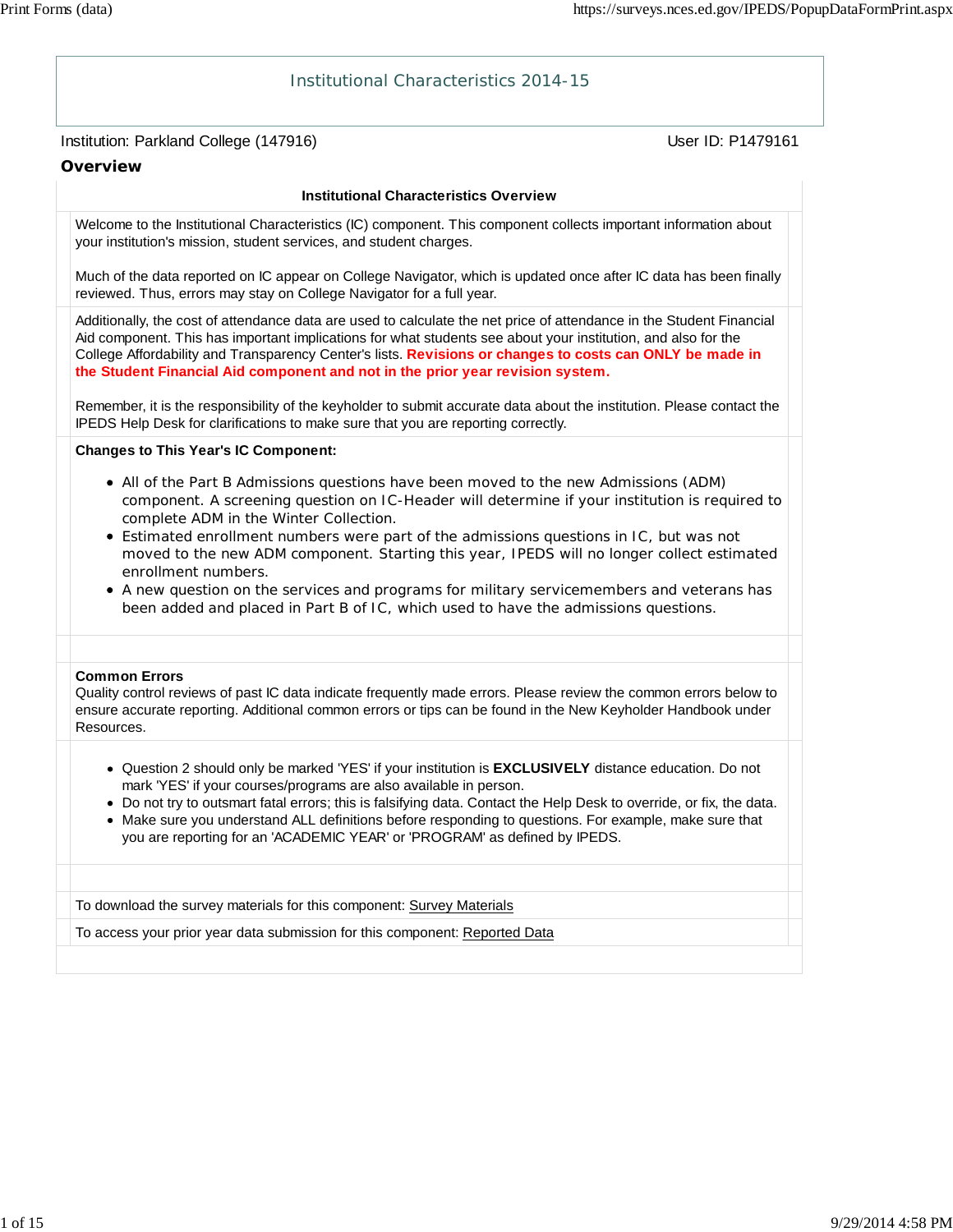# Institutional Characteristics 2014-15

Institution: Parkland College (147916)

User ID: P1479161

## Overview

**Institutional Characteristics Overview**

Welcome to the Institutional Characteristics (IC) component. This component collects important information about your institution's mission, student services, and student charges.

Much of the data reported on IC appear on College Navigator, which is updated once after IC data has been finally reviewed. Thus, errors may stay on College Navigator for a full year.

Additionally, the cost of attendance data are used to calculate the net price of attendance in the Student Financial Aid component. This has important implications for what students see about your institution, and also for the College Affordability and Transparency Center's lists. **Revisions or changes to costs can ONLY be made in the Student Financial Aid component and not in the prior year revision system.**

Remember, it is the responsibility of the keyholder to submit accurate data about the institution. Please contact the IPEDS Help Desk for clarifications to make sure that you are reporting correctly.

**Changes to This Year's IC Component:**

- All of the Part B Admissions questions have been moved to the new Admissions (ADM) component. A screening question on IC-Header will determine if your institution is required to complete ADM in the Winter Collection.
- Estimated enrollment numbers were part of the admissions questions in IC, but was not moved to the new ADM component. Starting this year, IPEDS will no longer collect estimated enrollment numbers.
- A new question on the services and programs for military servicemembers and veterans has been added and placed in Part B of IC, which used to have the admissions questions.

**Common Errors**

Quality control reviews of past IC data indicate frequently made errors. Please review the common errors below to ensure accurate reporting. Additional common errors or tips can be found in the New Keyholder Handbook under Resources.

- Question 2 should only be marked 'YES' if your institution is **EXCLUSIVELY** distance education. Do not mark 'YES' if your courses/programs are also available in person.
- Do not try to outsmart fatal errors; this is falsifying data. Contact the Help Desk to override, or fix, the data.
- Make sure you understand ALL definitions before responding to questions. For example, make sure that you are reporting for an 'ACADEMIC YEAR' or 'PROGRAM' as defined by IPEDS.

To download the survey materials for this component: Survey Materials

To access your prior year data submission for this component: Reported Data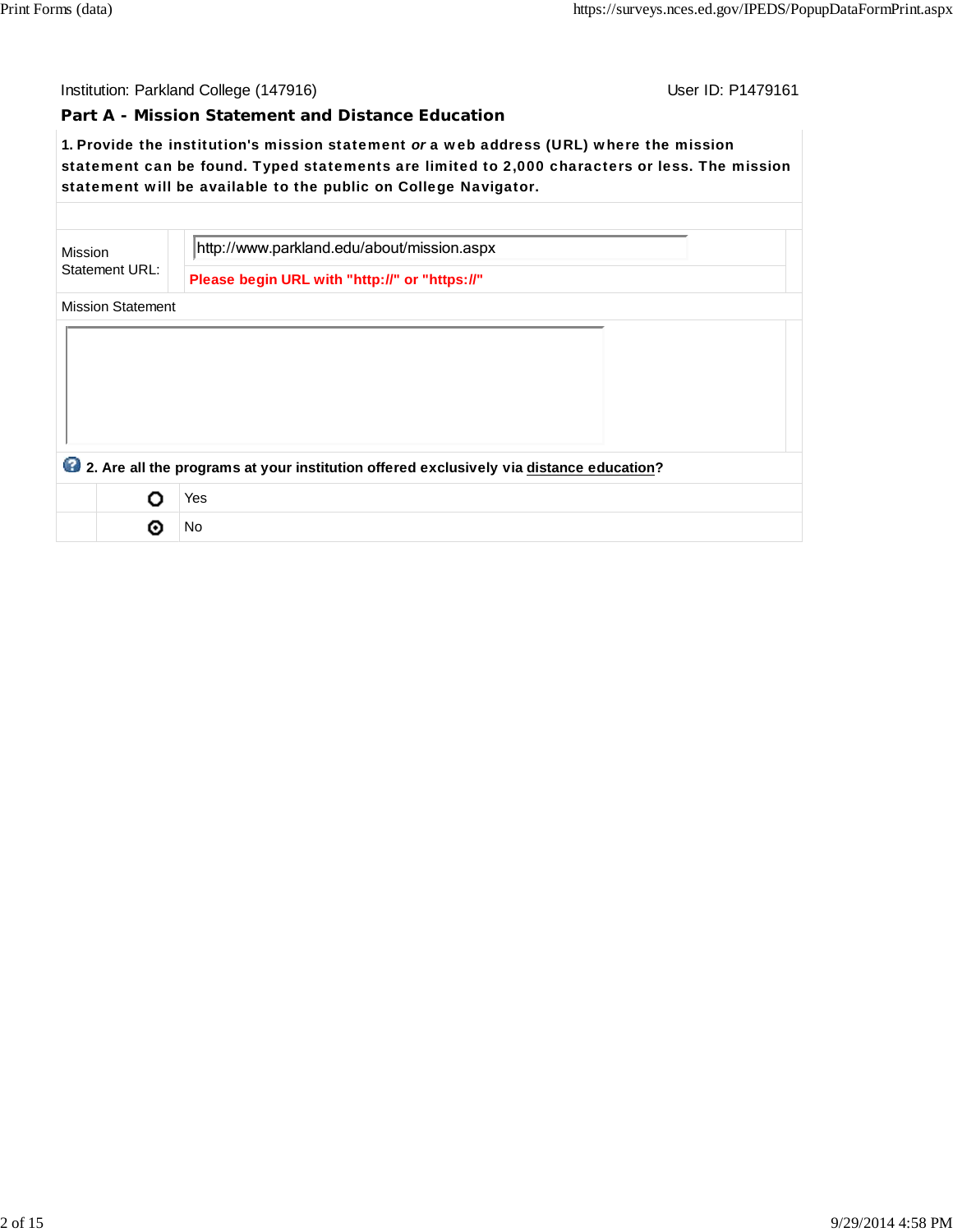Institution: Parkland College (147916) User ID: P1479161

## Part A - Mission Statement and Distance Education

**1. Provide the institution's mission statement *or* a web address (URL) where the mission statement can be found. Typed statements are limited to 2,000 characters or less. The mission statement will be available to the public on College Navigator.**

| | |
|---|---|
| Mission Statement URL: | http://www.parkland.edu/about/mission.aspx |
| | **Please begin URL with "http://" or "https://"** |

Mission Statement

**2. Are all the programs at your institution offered exclusively via distance education?**

| | |
|---|---|
| ○ | Yes |
| ⊙ | No |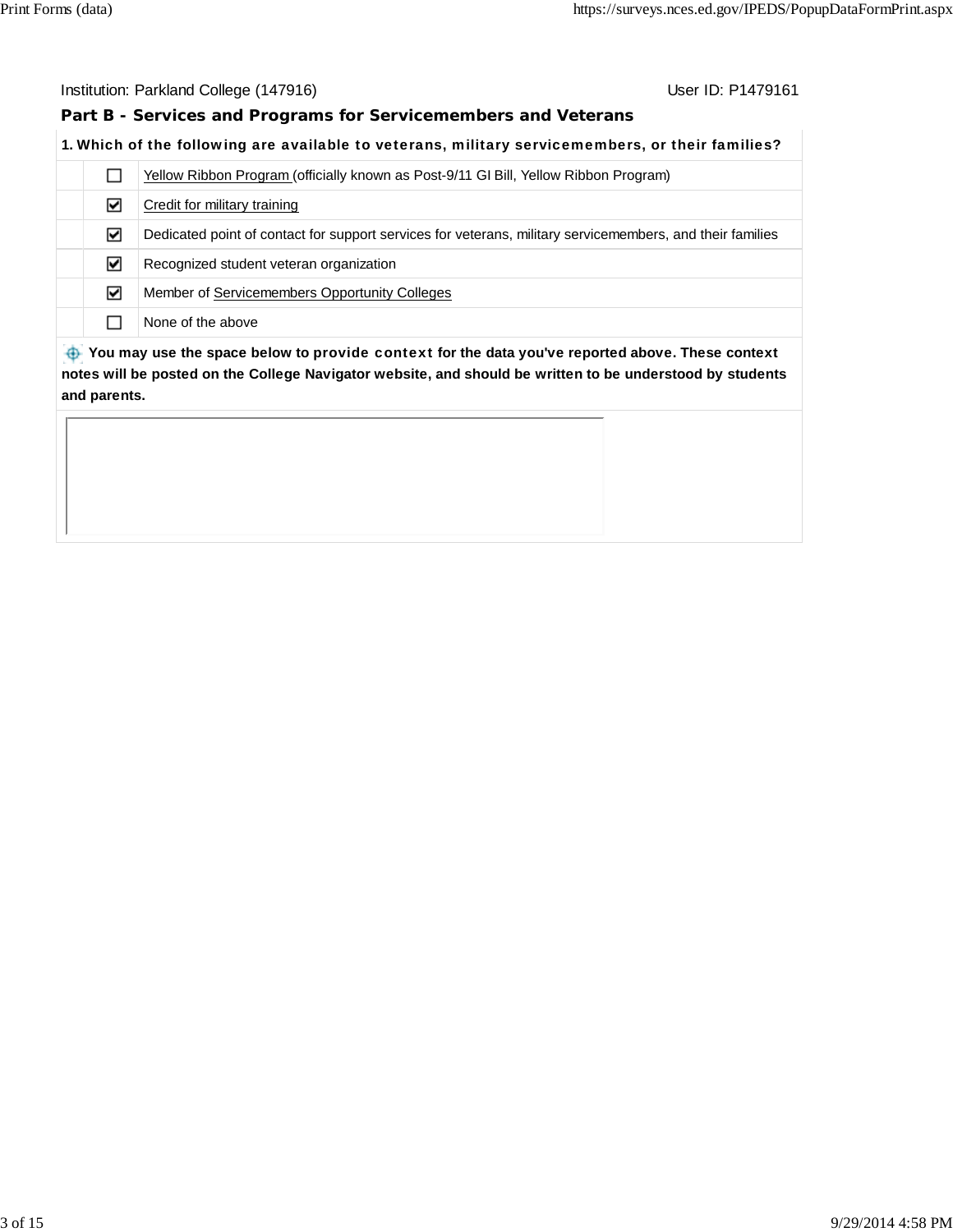Institution: Parkland College (147916) User ID: P1479161

## Part B - Services and Programs for Servicemembers and Veterans

**1. Which of the following are available to veterans, military servicemembers, or their families?**

| | |
|---|---|
| ☐ | Yellow Ribbon Program (officially known as Post-9/11 GI Bill, Yellow Ribbon Program) |
| ☑ | Credit for military training |
| ☑ | Dedicated point of contact for support services for veterans, military servicemembers, and their families |
| ☑ | Recognized student veteran organization |
| ☑ | Member of Servicemembers Opportunity Colleges |
| ☐ | None of the above |

**You may use the space below to provide context for the data you've reported above. These context notes will be posted on the College Navigator website, and should be written to be understood by students and parents.**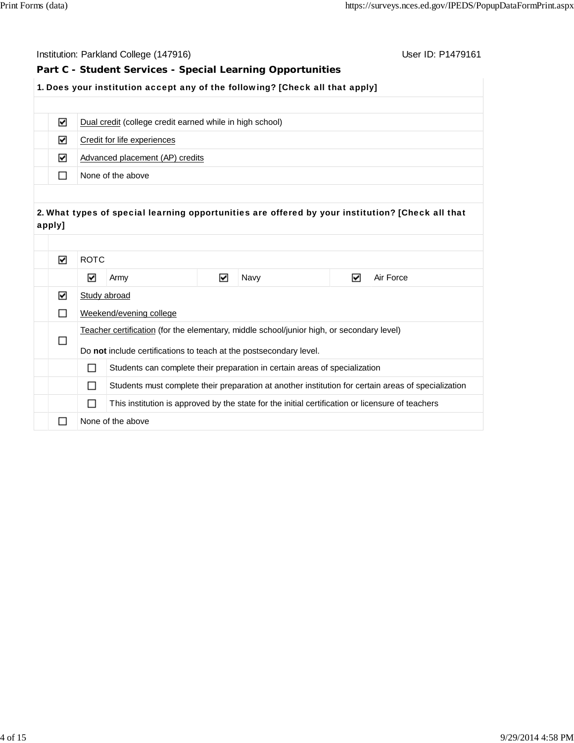Institution: Parkland College (147916) User ID: P1479161

## Part C - Student Services - Special Learning Opportunities

**1. Does your institution accept any of the following? [Check all that apply]**

- [x] Dual credit (college credit earned while in high school)
- [x] Credit for life experiences
- [x] Advanced placement (AP) credits
- [ ] None of the above

**2. What types of special learning opportunities are offered by your institution? [Check all that apply]**

- [x] ROTC
  - [x] Army
  - [x] Navy
  - [x] Air Force
- [x] Study abroad
- [ ] Weekend/evening college
- [ ] Teacher certification (for the elementary, middle school/junior high, or secondary level)

  Do **not** include certifications to teach at the postsecondary level.
  - [ ] Students can complete their preparation in certain areas of specialization
  - [ ] Students must complete their preparation at another institution for certain areas of specialization
  - [ ] This institution is approved by the state for the initial certification or licensure of teachers
- [ ] None of the above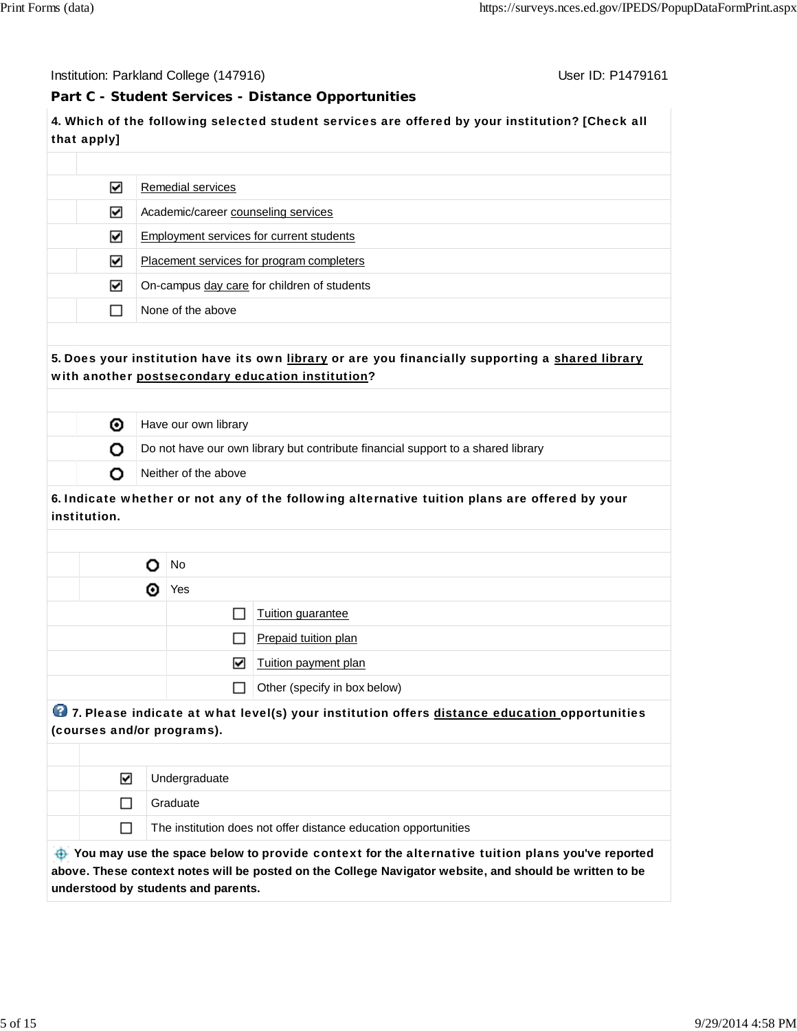Institution: Parkland College (147916) User ID: P1479161

## Part C - Student Services - Distance Opportunities

**4. Which of the following selected student services are offered by your institution? [Check all that apply]**

- [x] Remedial services
- [x] Academic/career counseling services
- [x] Employment services for current students
- [x] Placement services for program completers
- [x] On-campus day care for children of students
- [ ] None of the above

**5. Does your institution have its own library or are you financially supporting a shared library with another postsecondary education institution?**

- (•) Have our own library
- ( ) Do not have our own library but contribute financial support to a shared library
- ( ) Neither of the above

**6. Indicate whether or not any of the following alternative tuition plans are offered by your institution.**

- ( ) No
- (•) Yes
  - [ ] Tuition guarantee
  - [ ] Prepaid tuition plan
  - [x] Tuition payment plan
  - [ ] Other (specify in box below)

**7. Please indicate at what level(s) your institution offers distance education opportunities (courses and/or programs).**

- [x] Undergraduate
- [ ] Graduate
- [ ] The institution does not offer distance education opportunities

**You may use the space below to provide context for the alternative tuition plans you've reported above. These context notes will be posted on the College Navigator website, and should be written to be understood by students and parents.**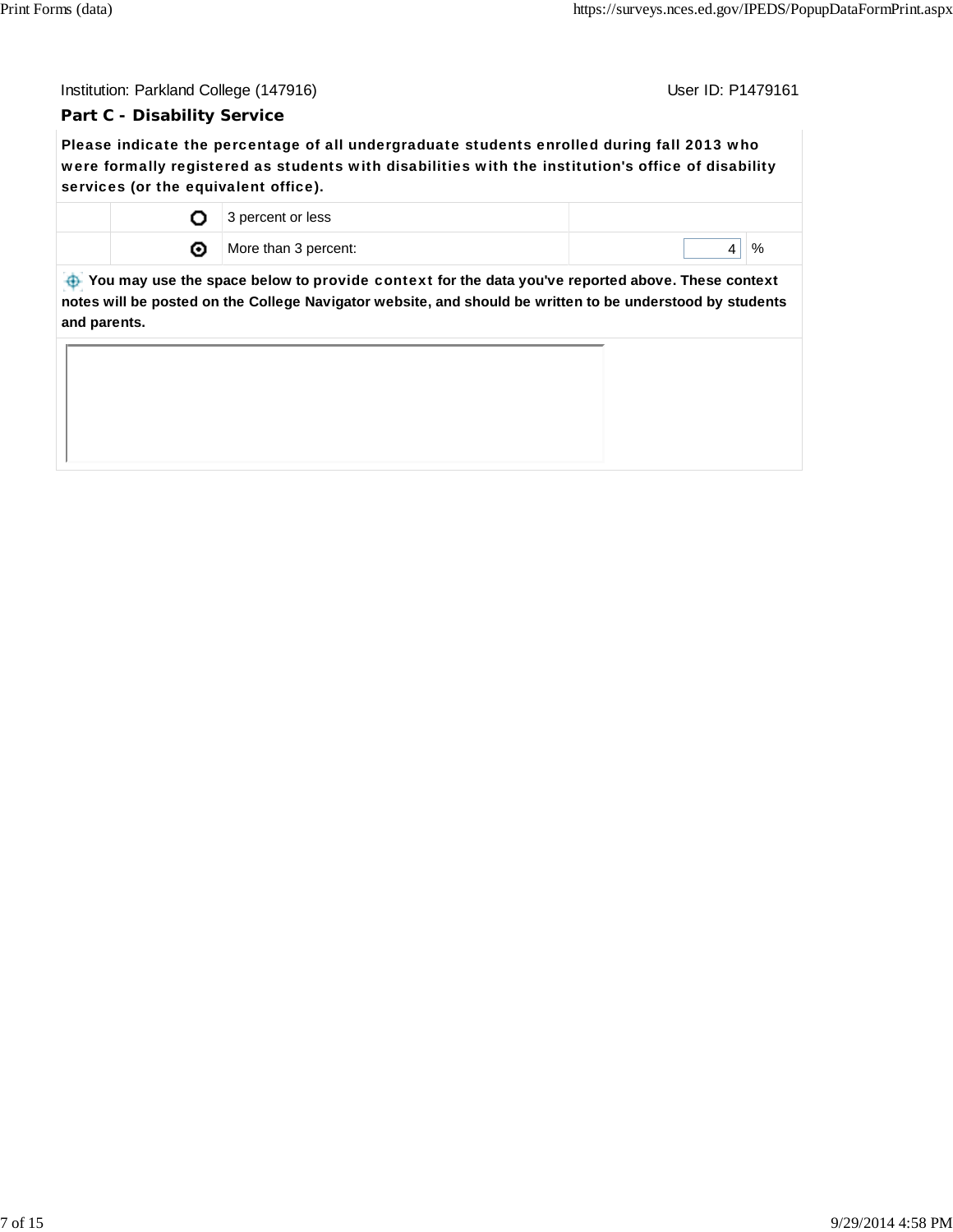Institution: Parkland College (147916) User ID: P1479161

## Part C - Disability Service

**Please indicate the percentage of all undergraduate students enrolled during fall 2013 who were formally registered as students with disabilities with the institution's office of disability services (or the equivalent office).**

| | Option | | |
|---|---|---|---|
| ○ | 3 percent or less | | |
| ◉ | More than 3 percent: | 4 | % |

**You may use the space below to provide context for the data you've reported above. These context notes will be posted on the College Navigator website, and should be written to be understood by students and parents.**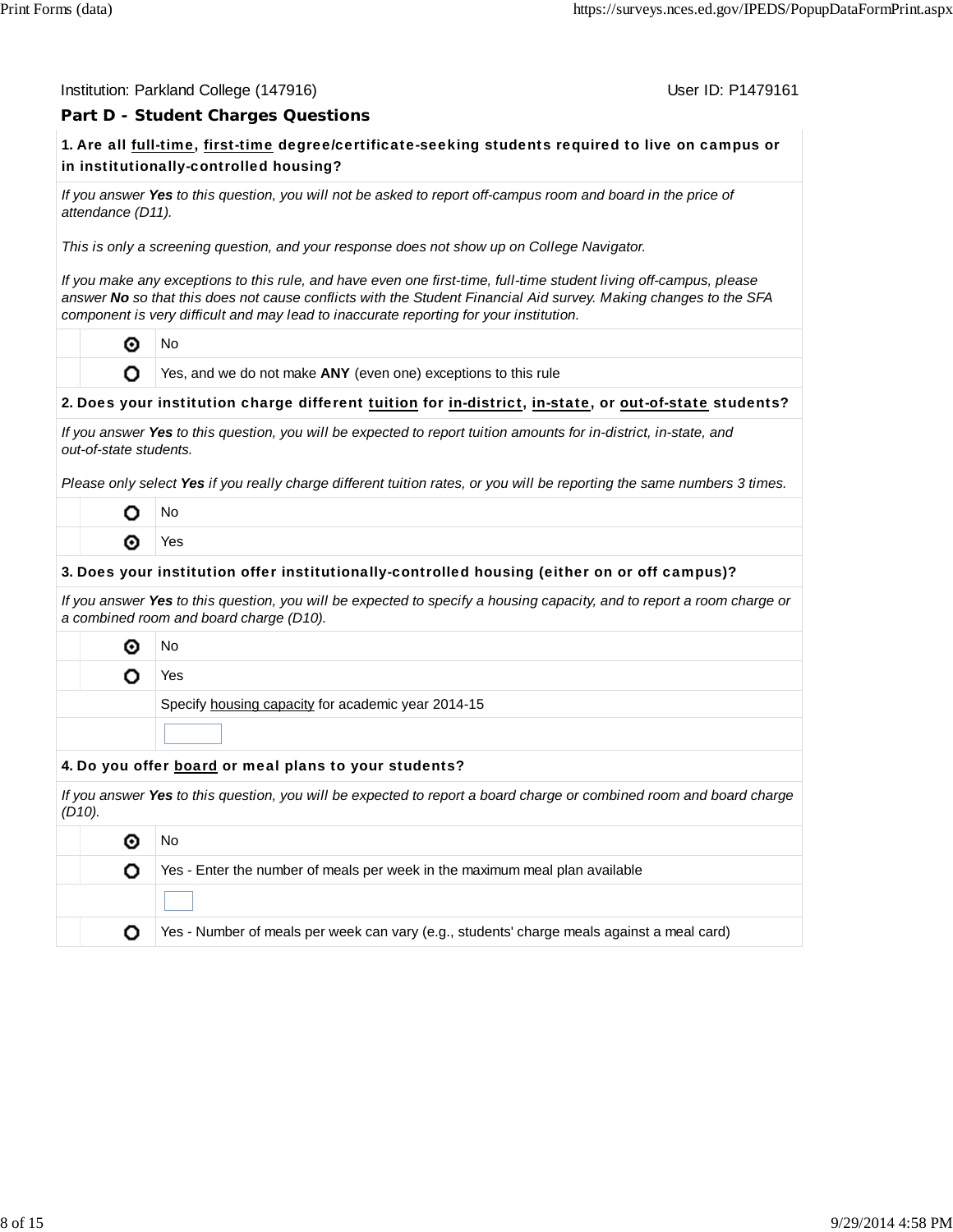Institution: Parkland College (147916) User ID: P1479161

## Part D - Student Charges Questions

**1. Are all full-time, first-time degree/certificate-seeking students required to live on campus or in institutionally-controlled housing?**

*If you answer **Yes** to this question, you will not be asked to report off-campus room and board in the price of attendance (D11).*

*This is only a screening question, and your response does not show up on College Navigator.*

*If you make any exceptions to this rule, and have even one first-time, full-time student living off-campus, please answer **No** so that this does not cause conflicts with the Student Financial Aid survey. Making changes to the SFA component is very difficult and may lead to inaccurate reporting for your institution.*

- (●) No
- ( ) Yes, and we do not make **ANY** (even one) exceptions to this rule

**2. Does your institution charge different tuition for in-district, in-state, or out-of-state students?**

*If you answer **Yes** to this question, you will be expected to report tuition amounts for in-district, in-state, and out-of-state students.*

*Please only select **Yes** if you really charge different tuition rates, or you will be reporting the same numbers 3 times.*

- ( ) No
- (●) Yes

**3. Does your institution offer institutionally-controlled housing (either on or off campus)?**

*If you answer **Yes** to this question, you will be expected to specify a housing capacity, and to report a room charge or a combined room and board charge (D10).*

- (●) No
- ( ) Yes

Specify housing capacity for academic year 2014-15

[ ]

**4. Do you offer board or meal plans to your students?**

*If you answer **Yes** to this question, you will be expected to report a board charge or combined room and board charge (D10).*

- (●) No
- ( ) Yes - Enter the number of meals per week in the maximum meal plan available

  [ ]

- ( ) Yes - Number of meals per week can vary (e.g., students' charge meals against a meal card)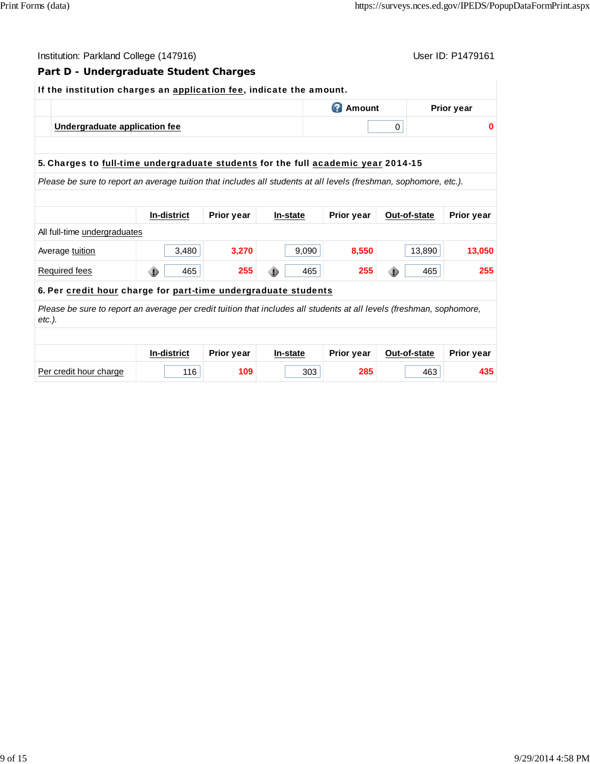Institution: Parkland College (147916)

User ID: P1479161

## Part D - Undergraduate Student Charges

**If the institution charges an application fee, indicate the amount.**

| | Amount | Prior year |
|---|---|---|
| Undergraduate application fee | 0 | 0 |

**5. Charges to full-time undergraduate students for the full academic year 2014-15**

*Please be sure to report an average tuition that includes all students at all levels (freshman, sophomore, etc.).*

| | In-district | Prior year | In-state | Prior year | Out-of-state | Prior year |
|---|---|---|---|---|---|---|
| All full-time undergraduates | | | | | | |
| Average tuition | 3,480 | 3,270 | 9,090 | 8,550 | 13,890 | 13,050 |
| Required fees | 465 | 255 | 465 | 255 | 465 | 255 |

**6. Per credit hour charge for part-time undergraduate students**

*Please be sure to report an average per credit tuition that includes all students at all levels (freshman, sophomore, etc.).*

| | In-district | Prior year | In-state | Prior year | Out-of-state | Prior year |
|---|---|---|---|---|---|---|
| Per credit hour charge | 116 | 109 | 303 | 285 | 463 | 435 |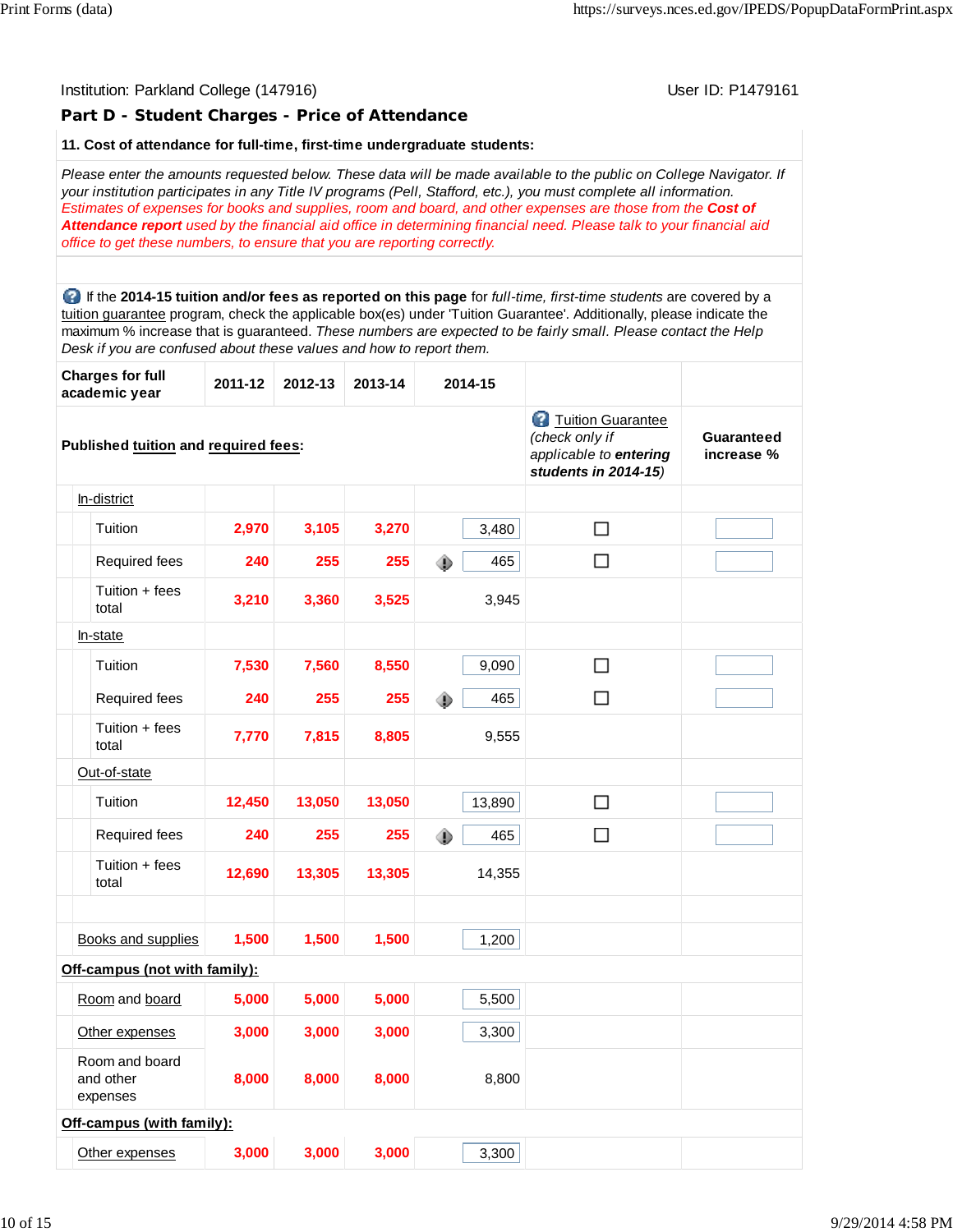Institution: Parkland College (147916)    User ID: P1479161

## Part D - Student Charges - Price of Attendance

**11. Cost of attendance for full-time, first-time undergraduate students:**

*Please enter the amounts requested below. These data will be made available to the public on College Navigator. If your institution participates in any Title IV programs (Pell, Stafford, etc.), you must complete all information. Estimates of expenses for books and supplies, room and board, and other expenses are those from the **Cost of Attendance report** used by the financial aid office in determining financial need. Please talk to your financial aid office to get these numbers, to ensure that you are reporting correctly.*

If the **2014-15 tuition and/or fees as reported on this page** for *full-time, first-time students* are covered by a tuition guarantee program, check the applicable box(es) under 'Tuition Guarantee'. Additionally, please indicate the maximum % increase that is guaranteed. *These numbers are expected to be fairly small. Please contact the Help Desk if you are confused about these values and how to report them.*

| Charges for full academic year | 2011-12 | 2012-13 | 2013-14 | 2014-15 | Tuition Guarantee (*check only if applicable to **entering students in 2014-15***) | Guaranteed increase % |
|---|---|---|---|---|---|---|
| **Published tuition and required fees:** | | | | | | |
| In-district | | | | | | |
| Tuition | 2,970 | 3,105 | 3,270 | 3,480 | ☐ | |
| Required fees | 240 | 255 | 255 | 465 | ☐ | |
| Tuition + fees total | 3,210 | 3,360 | 3,525 | 3,945 | | |
| In-state | | | | | | |
| Tuition | 7,530 | 7,560 | 8,550 | 9,090 | ☐ | |
| Required fees | 240 | 255 | 255 | 465 | ☐ | |
| Tuition + fees total | 7,770 | 7,815 | 8,805 | 9,555 | | |
| Out-of-state | | | | | | |
| Tuition | 12,450 | 13,050 | 13,050 | 13,890 | ☐ | |
| Required fees | 240 | 255 | 255 | 465 | ☐ | |
| Tuition + fees total | 12,690 | 13,305 | 13,305 | 14,355 | | |
| | | | | | | |
| Books and supplies | 1,500 | 1,500 | 1,500 | 1,200 | | |
| **Off-campus (not with family):** | | | | | | |
| Room and board | 5,000 | 5,000 | 5,000 | 5,500 | | |
| Other expenses | 3,000 | 3,000 | 3,000 | 3,300 | | |
| Room and board and other expenses | 8,000 | 8,000 | 8,000 | 8,800 | | |
| **Off-campus (with family):** | | | | | | |
| Other expenses | 3,000 | 3,000 | 3,000 | 3,300 | | |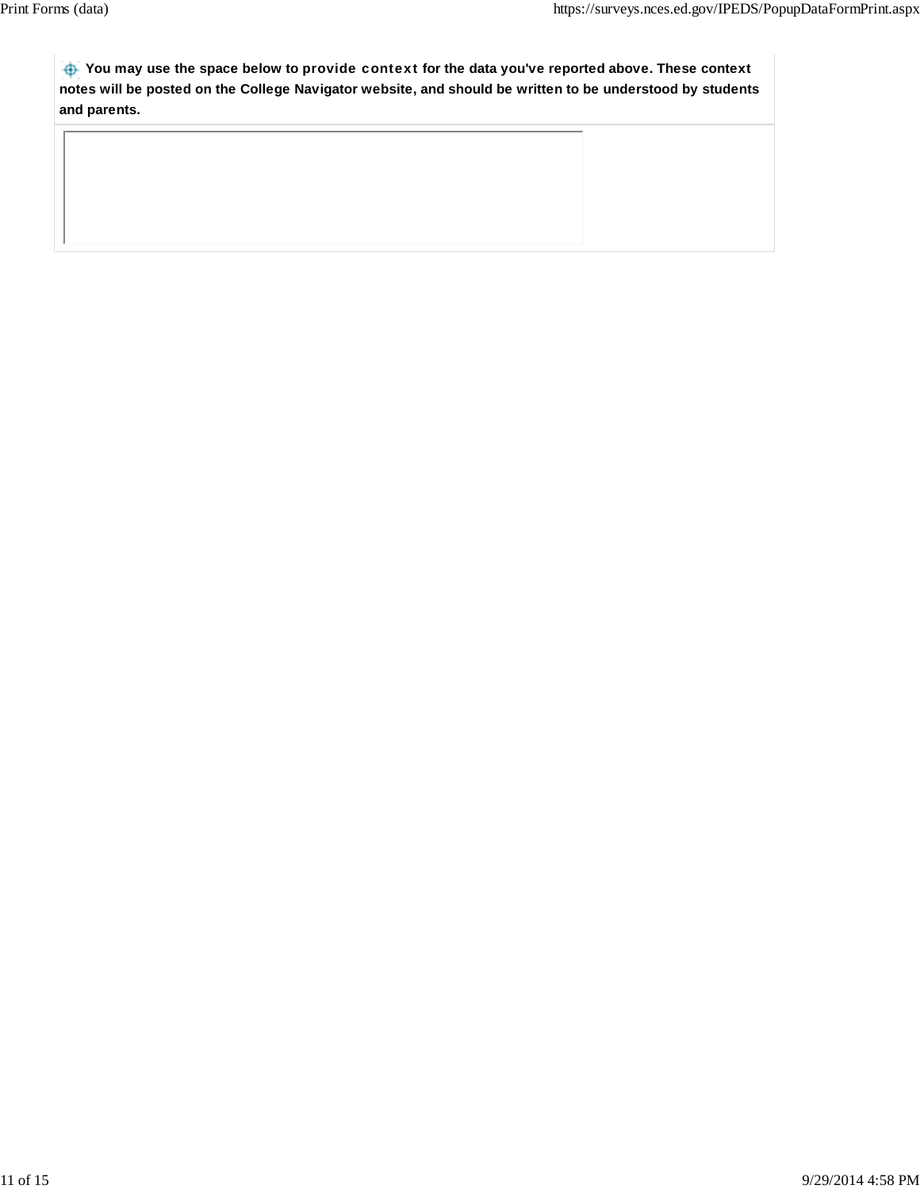**You may use the space below to provide context for the data you've reported above. These context notes will be posted on the College Navigator website, and should be written to be understood by students and parents.**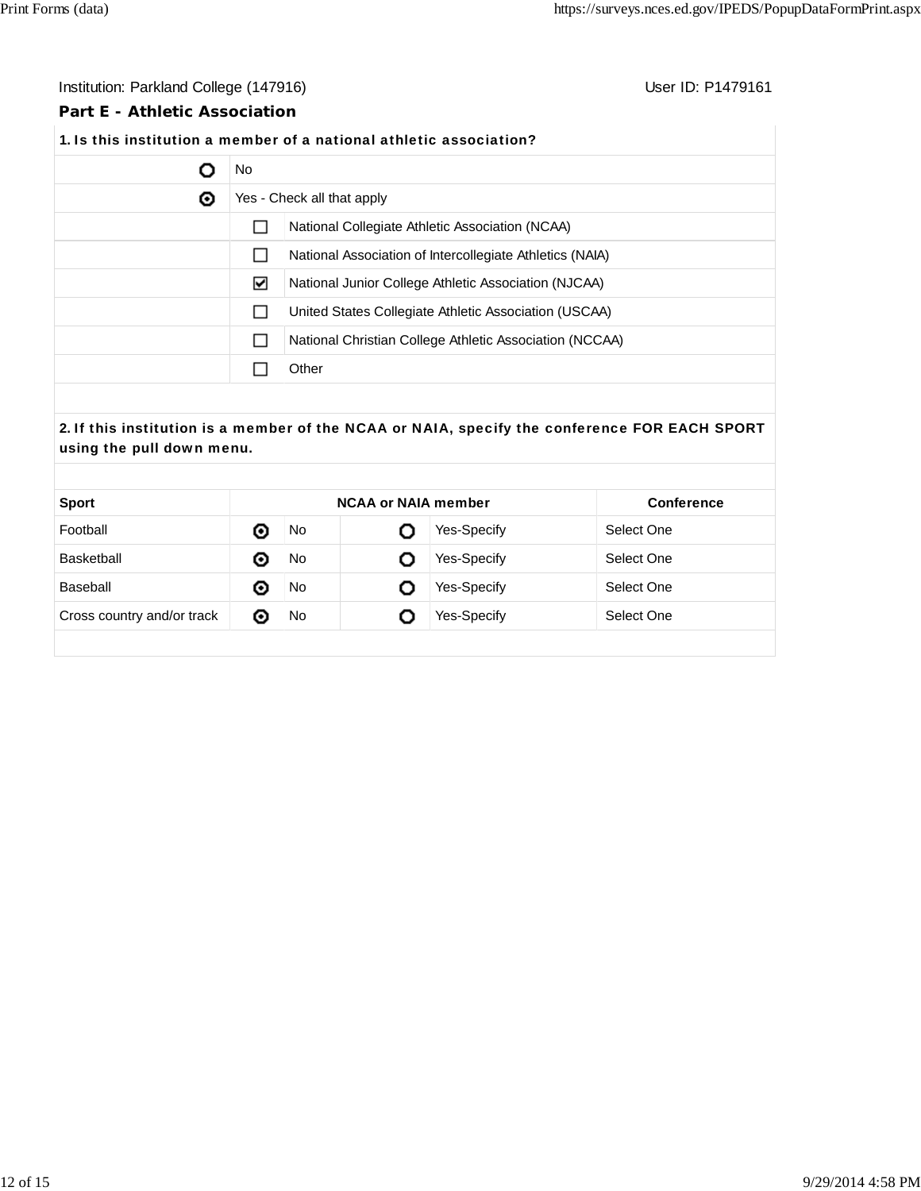Institution: Parkland College (147916) User ID: P1479161

## Part E - Athletic Association

**1. Is this institution a member of a national athletic association?**

| | |
|---|---|
| ○ | No |
| ◉ | Yes - Check all that apply |
| ☐ | National Collegiate Athletic Association (NCAA) |
| ☐ | National Association of Intercollegiate Athletics (NAIA) |
| ☑ | National Junior College Athletic Association (NJCAA) |
| ☐ | United States Collegiate Athletic Association (USCAA) |
| ☐ | National Christian College Athletic Association (NCCAA) |
| ☐ | Other |

**2. If this institution is a member of the NCAA or NAIA, specify the conference FOR EACH SPORT using the pull down menu.**

| Sport | NCAA or NAIA member | | | | Conference |
|---|---|---|---|---|---|
| Football | ◉ | No | ○ | Yes-Specify | Select One |
| Basketball | ◉ | No | ○ | Yes-Specify | Select One |
| Baseball | ◉ | No | ○ | Yes-Specify | Select One |
| Cross country and/or track | ◉ | No | ○ | Yes-Specify | Select One |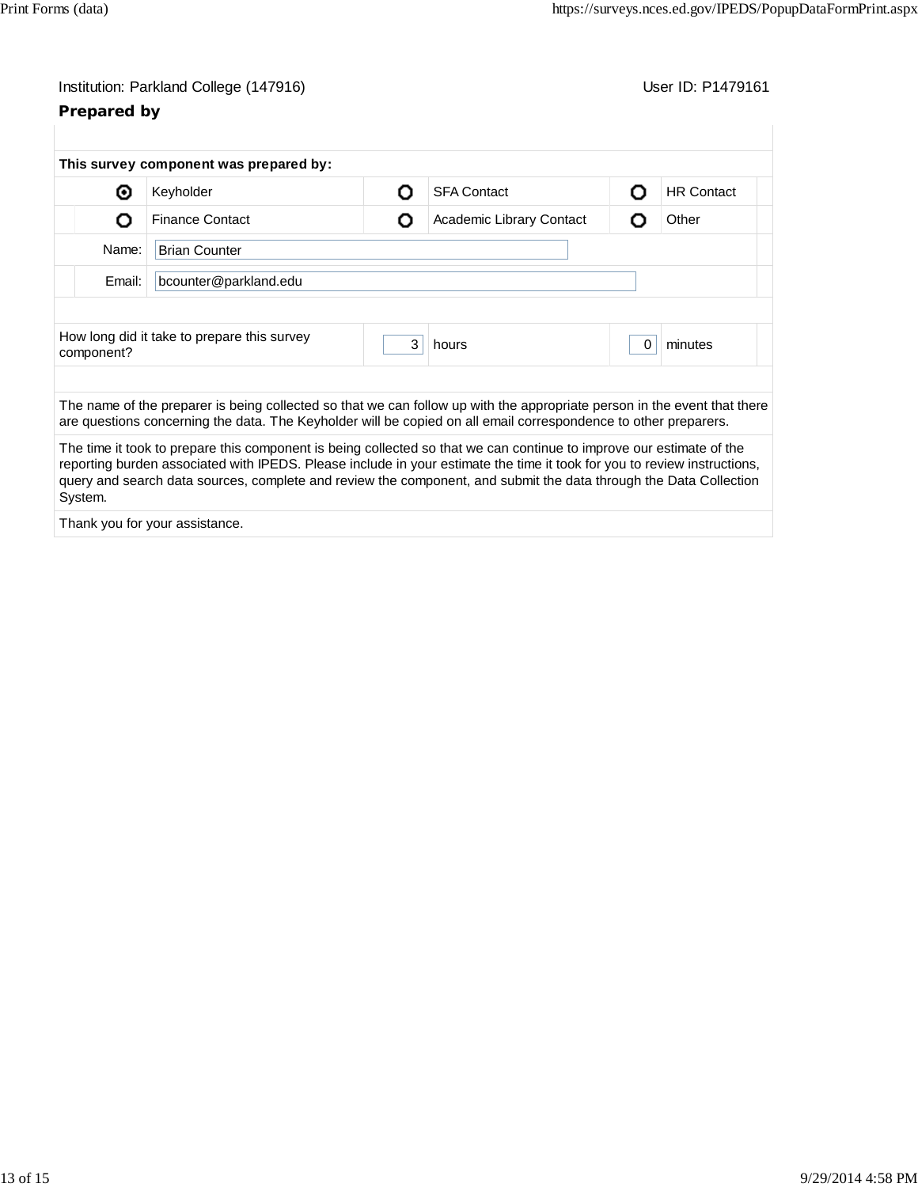Institution: Parkland College (147916) User ID: P1479161

## Prepared by

**This survey component was prepared by:**

| | | | | | |
|---|---|---|---|---|---|
| ◉ | Keyholder | ○ | SFA Contact | ○ | HR Contact |
| ○ | Finance Contact | ○ | Academic Library Contact | ○ | Other |

Name: Brian Counter

Email: bcounter@parkland.edu

How long did it take to prepare this survey component? 3 hours 0 minutes

The name of the preparer is being collected so that we can follow up with the appropriate person in the event that there are questions concerning the data. The Keyholder will be copied on all email correspondence to other preparers.

The time it took to prepare this component is being collected so that we can continue to improve our estimate of the reporting burden associated with IPEDS. Please include in your estimate the time it took for you to review instructions, query and search data sources, complete and review the component, and submit the data through the Data Collection System.

Thank you for your assistance.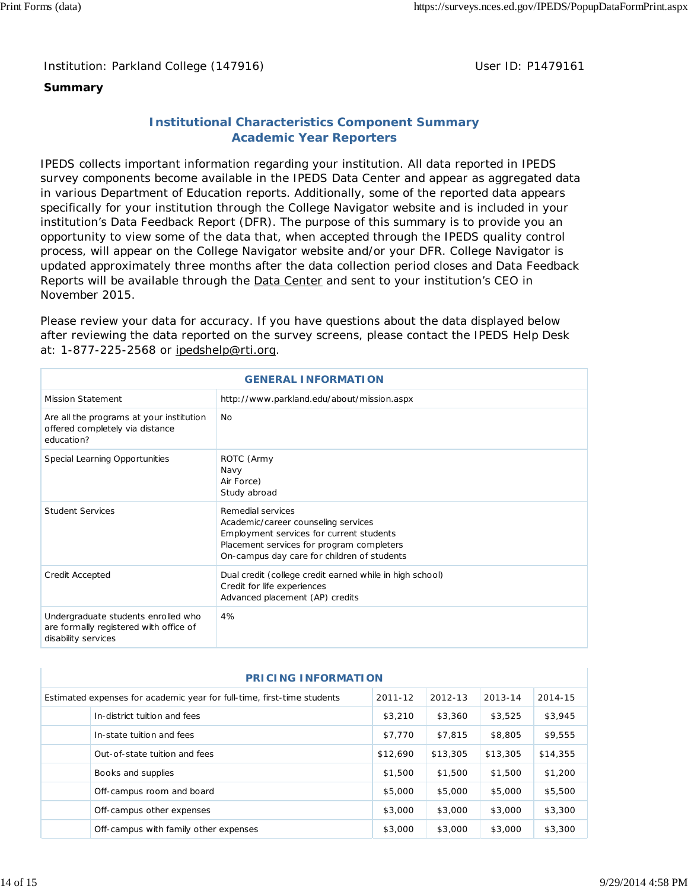Institution: Parkland College (147916)

User ID: P1479161

**Summary**

## Institutional Characteristics Component Summary
## Academic Year Reporters

IPEDS collects important information regarding your institution. All data reported in IPEDS survey components become available in the IPEDS Data Center and appear as aggregated data in various Department of Education reports. Additionally, some of the reported data appears specifically for your institution through the College Navigator website and is included in your institution's Data Feedback Report (DFR). The purpose of this summary is to provide you an opportunity to view some of the data that, when accepted through the IPEDS quality control process, will appear on the College Navigator website and/or your DFR. College Navigator is updated approximately three months after the data collection period closes and Data Feedback Reports will be available through the Data Center and sent to your institution's CEO in November 2015.

Please review your data for accuracy. If you have questions about the data displayed below after reviewing the data reported on the survey screens, please contact the IPEDS Help Desk at: 1-877-225-2568 or ipedshelp@rti.org.

| GENERAL INFORMATION | |
|---|---|
| Mission Statement | http://www.parkland.edu/about/mission.aspx |
| Are all the programs at your institution offered completely via distance education? | No |
| Special Learning Opportunities | ROTC (Army<br>Navy<br>Air Force)<br>Study abroad |
| Student Services | Remedial services<br>Academic/career counseling services<br>Employment services for current students<br>Placement services for program completers<br>On-campus day care for children of students |
| Credit Accepted | Dual credit (college credit earned while in high school)<br>Credit for life experiences<br>Advanced placement (AP) credits |
| Undergraduate students enrolled who are formally registered with office of disability services | 4% |

| PRICING INFORMATION | | | | | |
|---|---|---|---|---|---|
| Estimated expenses for academic year for full-time, first-time students | | 2011-12 | 2012-13 | 2013-14 | 2014-15 |
| | In-district tuition and fees | $3,210 | $3,360 | $3,525 | $3,945 |
| | In-state tuition and fees | $7,770 | $7,815 | $8,805 | $9,555 |
| | Out-of-state tuition and fees | $12,690 | $13,305 | $13,305 | $14,355 |
| | Books and supplies | $1,500 | $1,500 | $1,500 | $1,200 |
| | Off-campus room and board | $5,000 | $5,000 | $5,000 | $5,500 |
| | Off-campus other expenses | $3,000 | $3,000 | $3,000 | $3,300 |
| | Off-campus with family other expenses | $3,000 | $3,000 | $3,000 | $3,300 |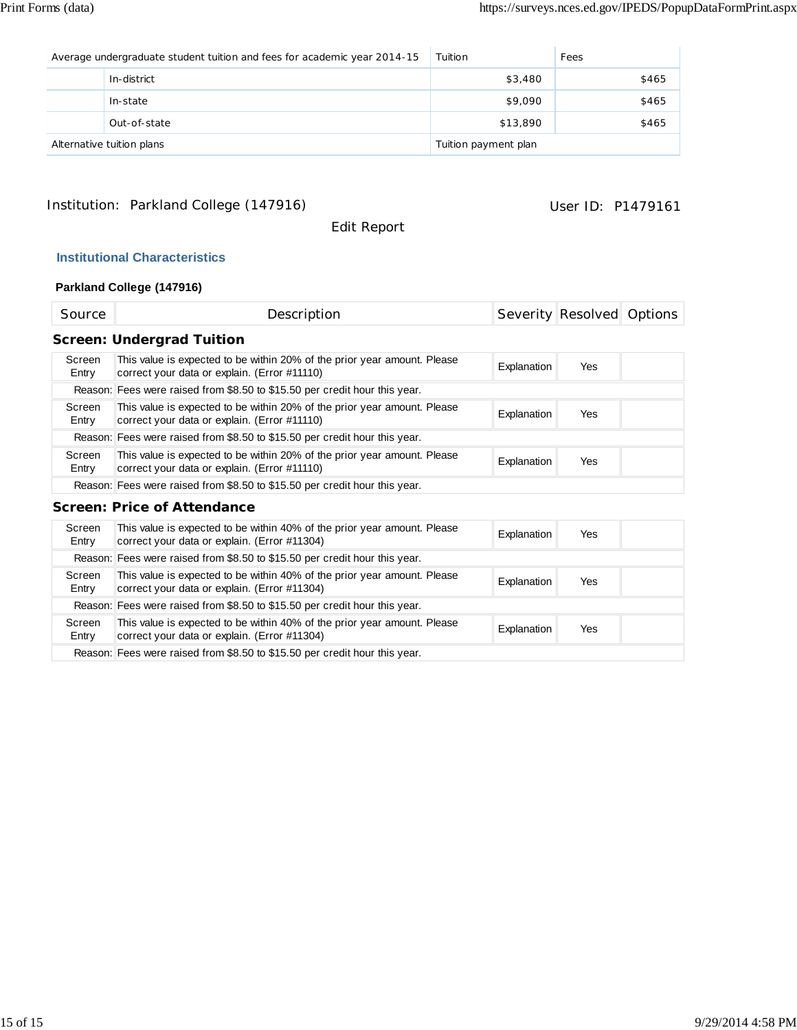| Average undergraduate student tuition and fees for academic year 2014-15 | | Tuition | Fees |
|---|---|---|---|
| | In-district | $3,480 | $465 |
| | In-state | $9,090 | $465 |
| | Out-of-state | $13,890 | $465 |
| Alternative tuition plans | | Tuition payment plan | |

Institution: Parkland College (147916)

User ID: P1479161

Edit Report

### Institutional Characteristics

**Parkland College (147916)**

| Source | Description | Severity | Resolved | Options |
|---|---|---|---|---|
| **Screen: Undergrad Tuition** | | | | |
| Screen Entry | This value is expected to be within 20% of the prior year amount. Please correct your data or explain. (Error #11110) | Explanation | Yes | |
| Reason: | Fees were raised from $8.50 to $15.50 per credit hour this year. | | | |
| Screen Entry | This value is expected to be within 20% of the prior year amount. Please correct your data or explain. (Error #11110) | Explanation | Yes | |
| Reason: | Fees were raised from $8.50 to $15.50 per credit hour this year. | | | |
| Screen Entry | This value is expected to be within 20% of the prior year amount. Please correct your data or explain. (Error #11110) | Explanation | Yes | |
| Reason: | Fees were raised from $8.50 to $15.50 per credit hour this year. | | | |
| **Screen: Price of Attendance** | | | | |
| Screen Entry | This value is expected to be within 40% of the prior year amount. Please correct your data or explain. (Error #11304) | Explanation | Yes | |
| Reason: | Fees were raised from $8.50 to $15.50 per credit hour this year. | | | |
| Screen Entry | This value is expected to be within 40% of the prior year amount. Please correct your data or explain. (Error #11304) | Explanation | Yes | |
| Reason: | Fees were raised from $8.50 to $15.50 per credit hour this year. | | | |
| Screen Entry | This value is expected to be within 40% of the prior year amount. Please correct your data or explain. (Error #11304) | Explanation | Yes | |
| Reason: | Fees were raised from $8.50 to $15.50 per credit hour this year. | | | |